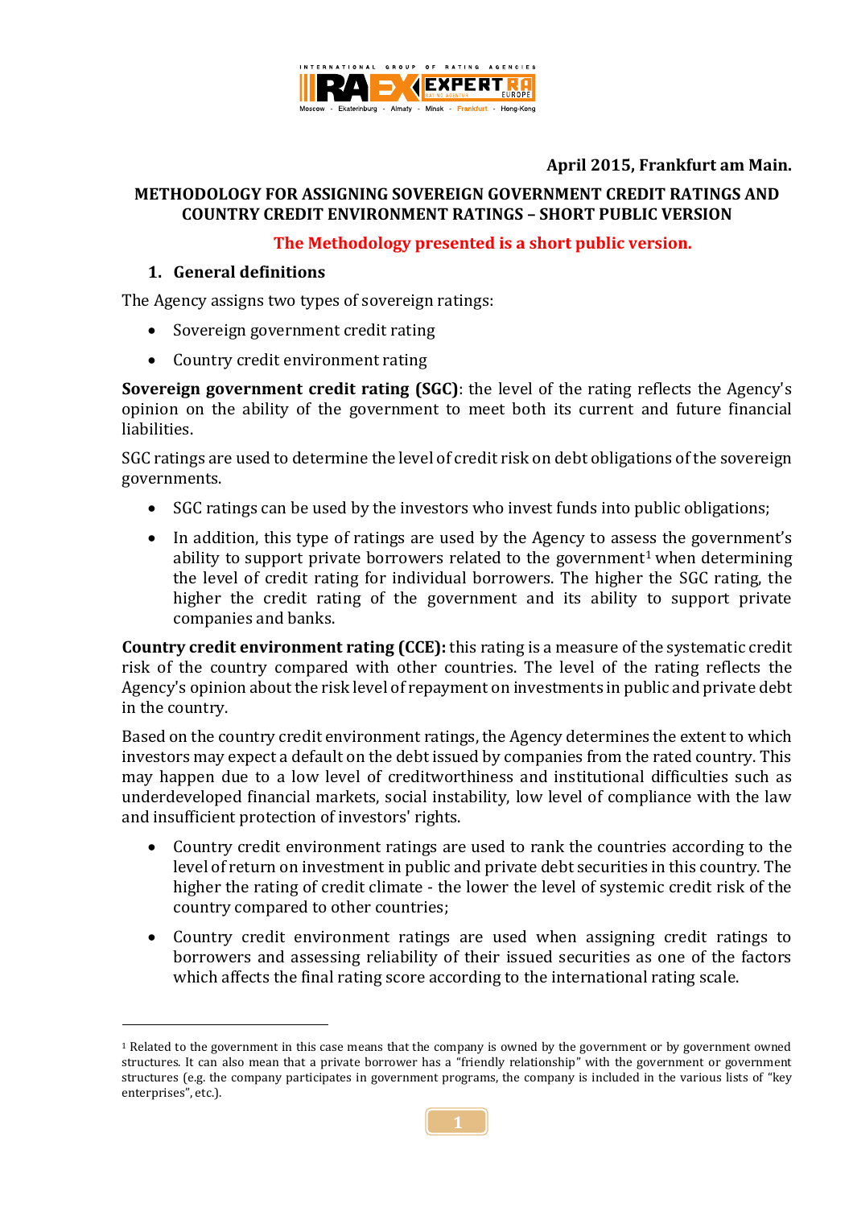April 2015, Frankfurt am Main.

**METHODOLOGY FOR ASSIGNING SOVEREIGN GOVERNMENT CREDIT RATINGS AND COUNTRY CREDIT ENVIRONMENT RATINGS – SHORT PUBLIC VERSION**

**The Methodology presented is a short public version.**

## 1. General definitions

The Agency assigns two types of sovereign ratings:

- Sovereign government credit rating
- Country credit environment rating

**Sovereign government credit rating (SGC)**: the level of the rating reflects the Agency's opinion on the ability of the government to meet both its current and future financial liabilities.

SGC ratings are used to determine the level of credit risk on debt obligations of the sovereign governments.

- SGC ratings can be used by the investors who invest funds into public obligations;
- In addition, this type of ratings are used by the Agency to assess the government's ability to support private borrowers related to the government[1] when determining the level of credit rating for individual borrowers. The higher the SGC rating, the higher the credit rating of the government and its ability to support private companies and banks.

**Country credit environment rating (CCE):** this rating is a measure of the systematic credit risk of the country compared with other countries. The level of the rating reflects the Agency's opinion about the risk level of repayment on investments in public and private debt in the country.

Based on the country credit environment ratings, the Agency determines the extent to which investors may expect a default on the debt issued by companies from the rated country. This may happen due to a low level of creditworthiness and institutional difficulties such as underdeveloped financial markets, social instability, low level of compliance with the law and insufficient protection of investors' rights.

- Country credit environment ratings are used to rank the countries according to the level of return on investment in public and private debt securities in this country. The higher the rating of credit climate - the lower the level of systemic credit risk of the country compared to other countries;
- Country credit environment ratings are used when assigning credit ratings to borrowers and assessing reliability of their issued securities as one of the factors which affects the final rating score according to the international rating scale.

---

[1] Related to the government in this case means that the company is owned by the government or by government owned structures. It can also mean that a private borrower has a "friendly relationship" with the government or government structures (e.g. the company participates in government programs, the company is included in the various lists of "key enterprises", etc.).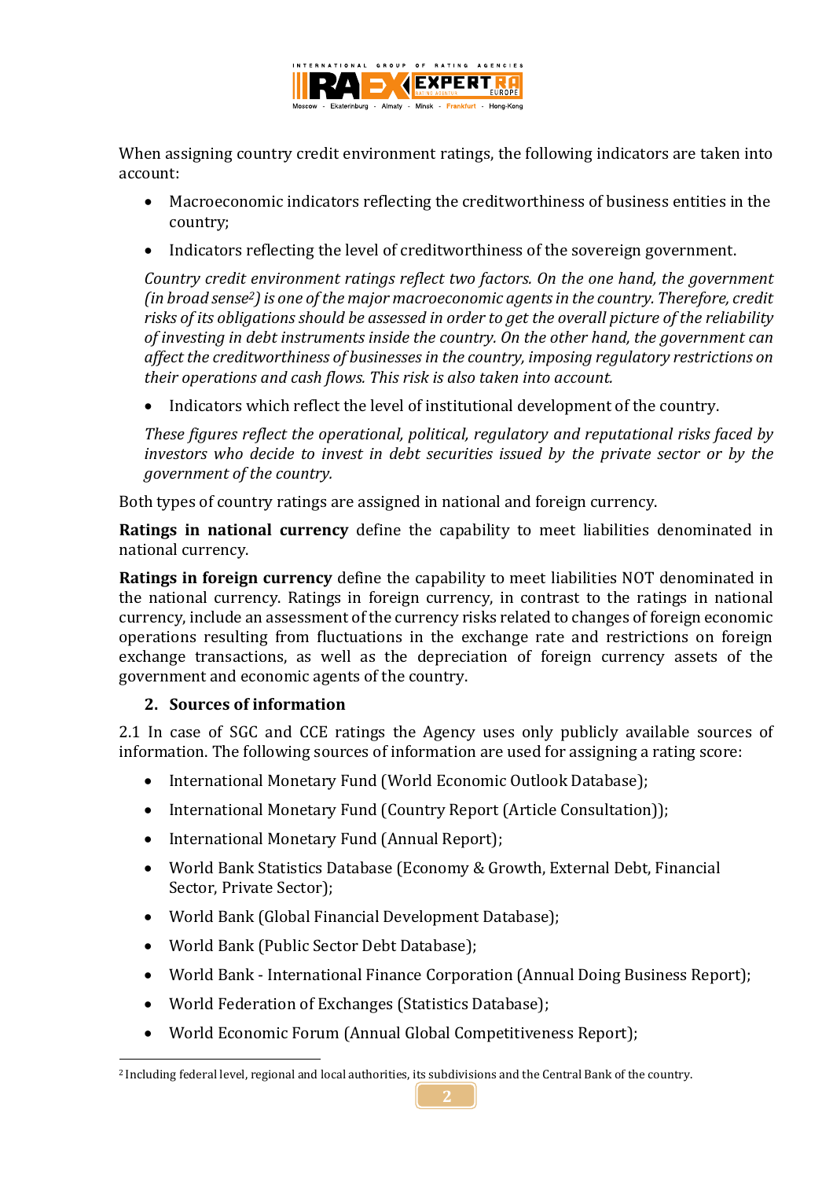When assigning country credit environment ratings, the following indicators are taken into account:

- Macroeconomic indicators reflecting the creditworthiness of business entities in the country;
- Indicators reflecting the level of creditworthiness of the sovereign government.

*Country credit environment ratings reflect two factors. On the one hand, the government (in broad sense[2]) is one of the major macroeconomic agents in the country. Therefore, credit risks of its obligations should be assessed in order to get the overall picture of the reliability of investing in debt instruments inside the country. On the other hand, the government can affect the creditworthiness of businesses in the country, imposing regulatory restrictions on their operations and cash flows. This risk is also taken into account.*

- Indicators which reflect the level of institutional development of the country.

*These figures reflect the operational, political, regulatory and reputational risks faced by investors who decide to invest in debt securities issued by the private sector or by the government of the country.*

Both types of country ratings are assigned in national and foreign currency.

**Ratings in national currency** define the capability to meet liabilities denominated in national currency.

**Ratings in foreign currency** define the capability to meet liabilities NOT denominated in the national currency. Ratings in foreign currency, in contrast to the ratings in national currency, include an assessment of the currency risks related to changes of foreign economic operations resulting from fluctuations in the exchange rate and restrictions on foreign exchange transactions, as well as the depreciation of foreign currency assets of the government and economic agents of the country.

## 2. Sources of information

2.1 In case of SGC and CCE ratings the Agency uses only publicly available sources of information. The following sources of information are used for assigning a rating score:

- International Monetary Fund (World Economic Outlook Database);
- International Monetary Fund (Country Report (Article Consultation));
- International Monetary Fund (Annual Report);
- World Bank Statistics Database (Economy & Growth, External Debt, Financial Sector, Private Sector);
- World Bank (Global Financial Development Database);
- World Bank (Public Sector Debt Database);
- World Bank - International Finance Corporation (Annual Doing Business Report);
- World Federation of Exchanges (Statistics Database);
- World Economic Forum (Annual Global Competitiveness Report);

[2] Including federal level, regional and local authorities, its subdivisions and the Central Bank of the country.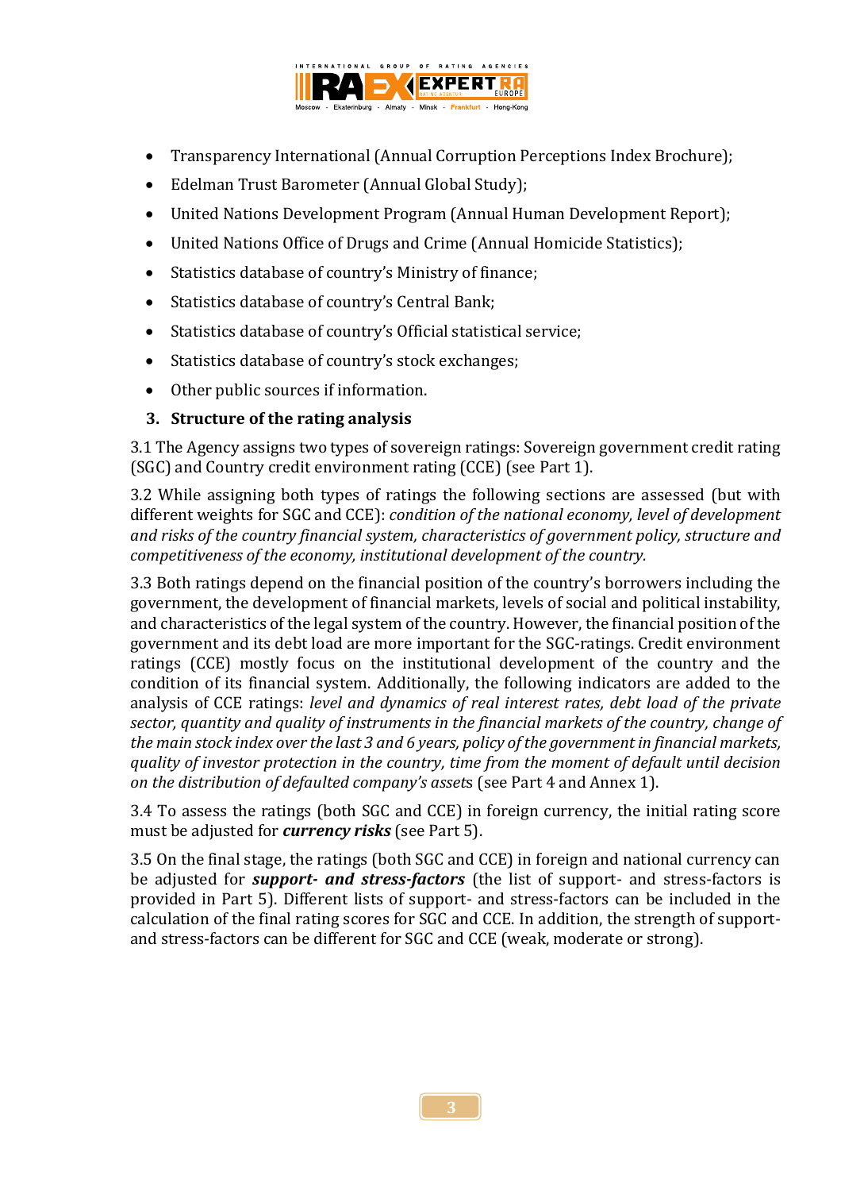- Transparency International (Annual Corruption Perceptions Index Brochure);
- Edelman Trust Barometer (Annual Global Study);
- United Nations Development Program (Annual Human Development Report);
- United Nations Office of Drugs and Crime (Annual Homicide Statistics);
- Statistics database of country's Ministry of finance;
- Statistics database of country's Central Bank;
- Statistics database of country's Official statistical service;
- Statistics database of country's stock exchanges;
- Other public sources if information.

## 3. Structure of the rating analysis

3.1 The Agency assigns two types of sovereign ratings: Sovereign government credit rating (SGC) and Country credit environment rating (CCE) (see Part 1).

3.2 While assigning both types of ratings the following sections are assessed (but with different weights for SGC and CCE): *condition of the national economy, level of development and risks of the country financial system, characteristics of government policy, structure and competitiveness of the economy, institutional development of the country.*

3.3 Both ratings depend on the financial position of the country's borrowers including the government, the development of financial markets, levels of social and political instability, and characteristics of the legal system of the country. However, the financial position of the government and its debt load are more important for the SGC-ratings. Credit environment ratings (CCE) mostly focus on the institutional development of the country and the condition of its financial system. Additionally, the following indicators are added to the analysis of CCE ratings: *level and dynamics of real interest rates, debt load of the private sector, quantity and quality of instruments in the financial markets of the country, change of the main stock index over the last 3 and 6 years, policy of the government in financial markets, quality of investor protection in the country, time from the moment of default until decision on the distribution of defaulted company's asset*s (see Part 4 and Annex 1).

3.4 To assess the ratings (both SGC and CCE) in foreign currency, the initial rating score must be adjusted for ***currency risks*** (see Part 5).

3.5 On the final stage, the ratings (both SGC and CCE) in foreign and national currency can be adjusted for ***support- and stress-factors*** (the list of support- and stress-factors is provided in Part 5). Different lists of support- and stress-factors can be included in the calculation of the final rating scores for SGC and CCE. In addition, the strength of support- and stress-factors can be different for SGC and CCE (weak, moderate or strong).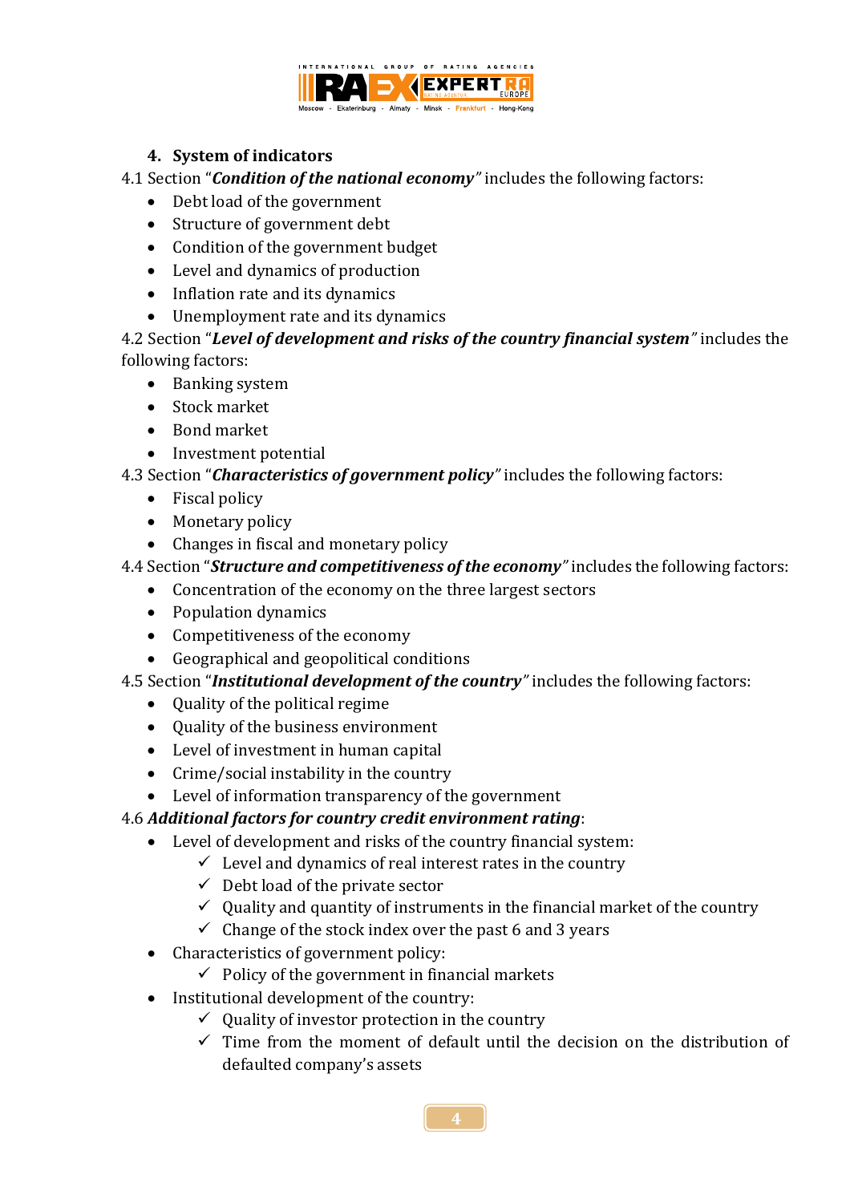## 4. System of indicators

4.1 Section "***Condition of the national economy***" includes the following factors:

- Debt load of the government
- Structure of government debt
- Condition of the government budget
- Level and dynamics of production
- Inflation rate and its dynamics
- Unemployment rate and its dynamics

4.2 Section "***Level of development and risks of the country financial system***" includes the following factors:

- Banking system
- Stock market
- Bond market
- Investment potential

4.3 Section "***Characteristics of government policy***" includes the following factors:

- Fiscal policy
- Monetary policy
- Changes in fiscal and monetary policy

4.4 Section "***Structure and competitiveness of the economy***" includes the following factors:

- Concentration of the economy on the three largest sectors
- Population dynamics
- Competitiveness of the economy
- Geographical and geopolitical conditions

4.5 Section "***Institutional development of the country***" includes the following factors:

- Quality of the political regime
- Quality of the business environment
- Level of investment in human capital
- Crime/social instability in the country
- Level of information transparency of the government

4.6 ***Additional factors for country credit environment rating***:

- Level of development and risks of the country financial system:
  - ✓ Level and dynamics of real interest rates in the country
  - ✓ Debt load of the private sector
  - ✓ Quality and quantity of instruments in the financial market of the country
  - ✓ Change of the stock index over the past 6 and 3 years
- Characteristics of government policy:
  - ✓ Policy of the government in financial markets
- Institutional development of the country:
  - ✓ Quality of investor protection in the country
  - ✓ Time from the moment of default until the decision on the distribution of defaulted company's assets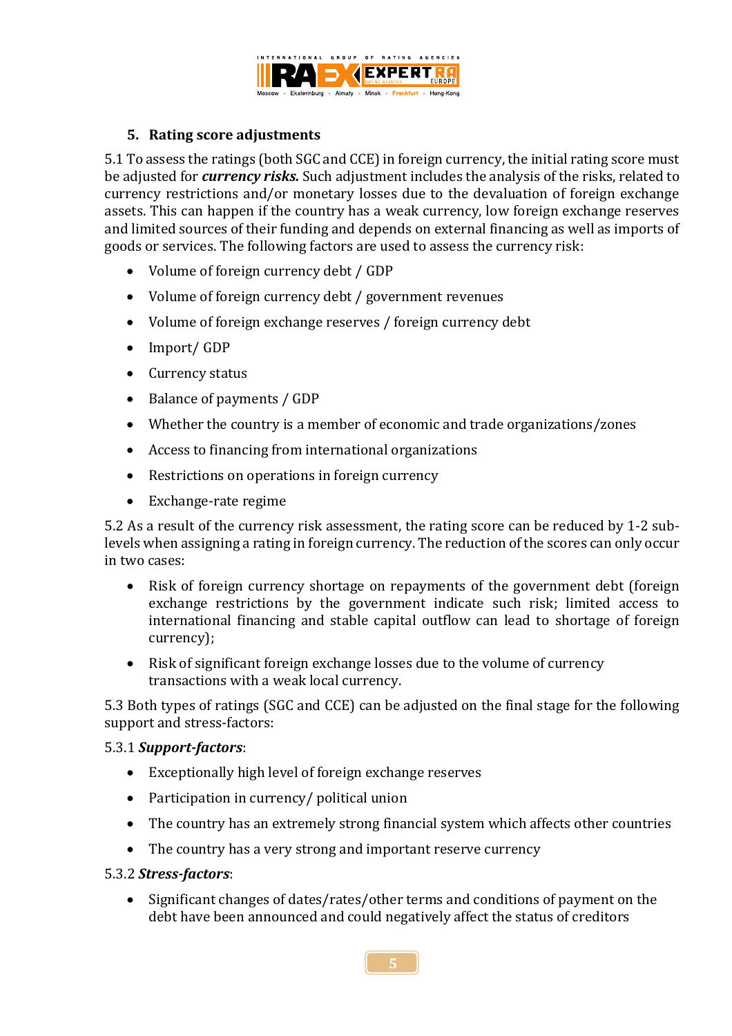## 5. Rating score adjustments

5.1 To assess the ratings (both SGC and CCE) in foreign currency, the initial rating score must be adjusted for ***currency risks.*** Such adjustment includes the analysis of the risks, related to currency restrictions and/or monetary losses due to the devaluation of foreign exchange assets. This can happen if the country has a weak currency, low foreign exchange reserves and limited sources of their funding and depends on external financing as well as imports of goods or services. The following factors are used to assess the currency risk:

- Volume of foreign currency debt / GDP
- Volume of foreign currency debt / government revenues
- Volume of foreign exchange reserves / foreign currency debt
- Import/ GDP
- Currency status
- Balance of payments / GDP
- Whether the country is a member of economic and trade organizations/zones
- Access to financing from international organizations
- Restrictions on operations in foreign currency
- Exchange-rate regime

5.2 As a result of the currency risk assessment, the rating score can be reduced by 1-2 sub-levels when assigning a rating in foreign currency. The reduction of the scores can only occur in two cases:

- Risk of foreign currency shortage on repayments of the government debt (foreign exchange restrictions by the government indicate such risk; limited access to international financing and stable capital outflow can lead to shortage of foreign currency);
- Risk of significant foreign exchange losses due to the volume of currency transactions with a weak local currency.

5.3 Both types of ratings (SGC and CCE) can be adjusted on the final stage for the following support and stress-factors:

5.3.1 ***Support-factors***:

- Exceptionally high level of foreign exchange reserves
- Participation in currency/ political union
- The country has an extremely strong financial system which affects other countries
- The country has a very strong and important reserve currency

5.3.2 ***Stress-factors***:

- Significant changes of dates/rates/other terms and conditions of payment on the debt have been announced and could negatively affect the status of creditors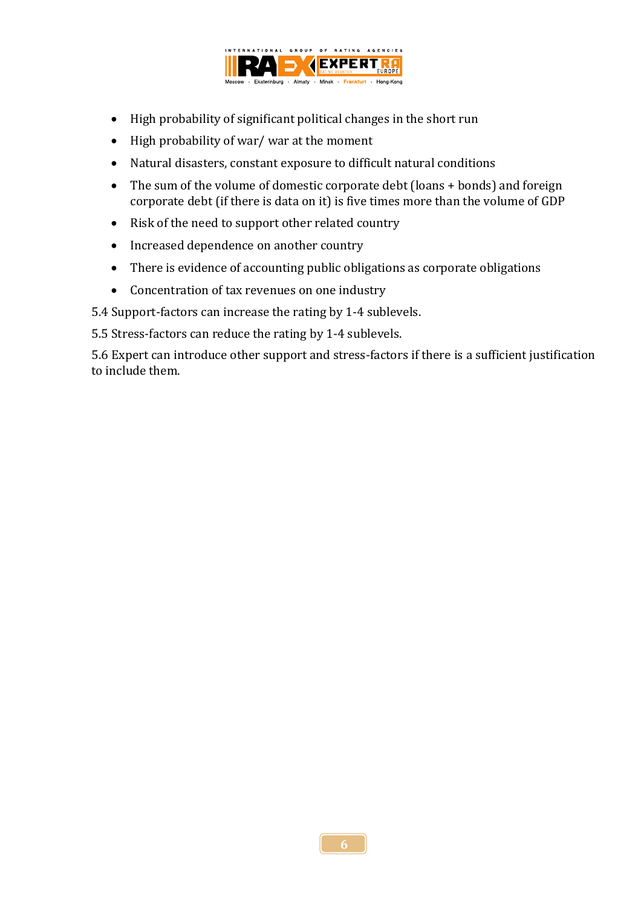- High probability of significant political changes in the short run
- High probability of war/ war at the moment
- Natural disasters, constant exposure to difficult natural conditions
- The sum of the volume of domestic corporate debt (loans + bonds) and foreign corporate debt (if there is data on it) is five times more than the volume of GDP
- Risk of the need to support other related country
- Increased dependence on another country
- There is evidence of accounting public obligations as corporate obligations
- Concentration of tax revenues on one industry

5.4 Support-factors can increase the rating by 1-4 sublevels.

5.5 Stress-factors can reduce the rating by 1-4 sublevels.

5.6 Expert can introduce other support and stress-factors if there is a sufficient justification to include them.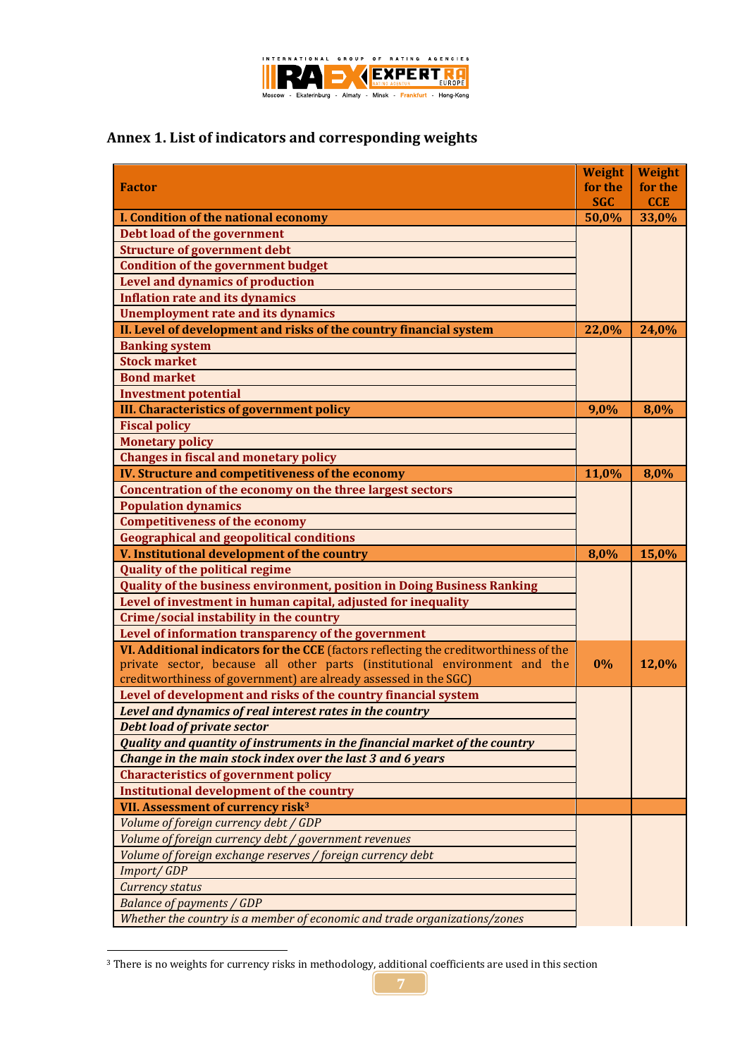## Annex 1. List of indicators and corresponding weights

| Factor | Weight for the SGC | Weight for the CCE |
|---|---|---|
| **I. Condition of the national economy** | **50,0%** | **33,0%** |
| **Debt load of the government** | | |
| **Structure of government debt** | | |
| **Condition of the government budget** | | |
| **Level and dynamics of production** | | |
| **Inflation rate and its dynamics** | | |
| **Unemployment rate and its dynamics** | | |
| **II. Level of development and risks of the country financial system** | **22,0%** | **24,0%** |
| **Banking system** | | |
| **Stock market** | | |
| **Bond market** | | |
| **Investment potential** | | |
| **III. Characteristics of government policy** | **9,0%** | **8,0%** |
| **Fiscal policy** | | |
| **Monetary policy** | | |
| **Changes in fiscal and monetary policy** | | |
| **IV. Structure and competitiveness of the economy** | **11,0%** | **8,0%** |
| **Concentration of the economy on the three largest sectors** | | |
| **Population dynamics** | | |
| **Competitiveness of the economy** | | |
| **Geographical and geopolitical conditions** | | |
| **V. Institutional development of the country** | **8,0%** | **15,0%** |
| **Quality of the political regime** | | |
| **Quality of the business environment, position in Doing Business Ranking** | | |
| **Level of investment in human capital, adjusted for inequality** | | |
| **Crime/social instability in the country** | | |
| **Level of information transparency of the government** | | |
| **VI. Additional indicators for the CCE** (factors reflecting the creditworthiness of the private sector, because all other parts (institutional environment and the creditworthiness of government) are already assessed in the SGC) | **0%** | **12,0%** |
| **Level of development and risks of the country financial system** | | |
| ***Level and dynamics of real interest rates in the country*** | | |
| ***Debt load of private sector*** | | |
| ***Quality and quantity of instruments in the financial market of the country*** | | |
| ***Change in the main stock index over the last 3 and 6 years*** | | |
| **Characteristics of government policy** | | |
| **Institutional development of the country** | | |
| **VII. Assessment of currency risk**[3] | | |
| *Volume of foreign currency debt / GDP* | | |
| *Volume of foreign currency debt / government revenues* | | |
| *Volume of foreign exchange reserves / foreign currency debt* | | |
| *Import/ GDP* | | |
| *Currency status* | | |
| *Balance of payments / GDP* | | |
| *Whether the country is a member of economic and trade organizations/zones* | | |

[3] There is no weights for currency risks in methodology, additional coefficients are used in this section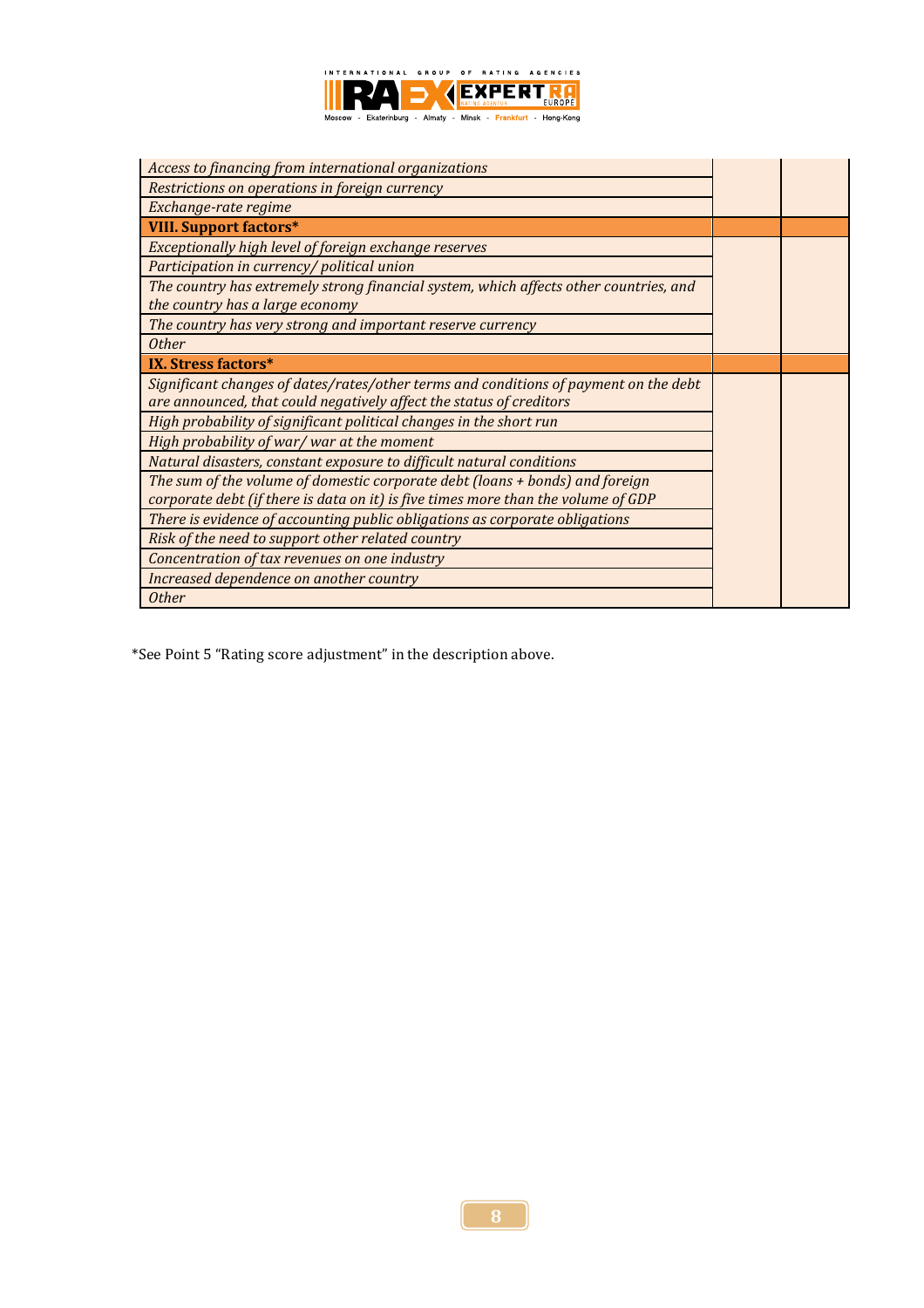| | | |
|---|---|---|
| *Access to financing from international organizations* | | |
| *Restrictions on operations in foreign currency* | | |
| *Exchange-rate regime* | | |
| **VIII. Support factors*** | | |
| *Exceptionally high level of foreign exchange reserves* | | |
| *Participation in currency/ political union* | | |
| *The country has extremely strong financial system, which affects other countries, and the country has a large economy* | | |
| *The country has very strong and important reserve currency* | | |
| *Other* | | |
| **IX. Stress factors*** | | |
| *Significant changes of dates/rates/other terms and conditions of payment on the debt are announced, that could negatively affect the status of creditors* | | |
| *High probability of significant political changes in the short run* | | |
| *High probability of war/ war at the moment* | | |
| *Natural disasters, constant exposure to difficult natural conditions* | | |
| *The sum of the volume of domestic corporate debt (loans + bonds) and foreign corporate debt (if there is data on it) is five times more than the volume of GDP* | | |
| *There is evidence of accounting public obligations as corporate obligations* | | |
| *Risk of the need to support other related country* | | |
| *Concentration of tax revenues on one industry* | | |
| *Increased dependence on another country* | | |
| *Other* | | |

*See Point 5 "Rating score adjustment" in the description above.